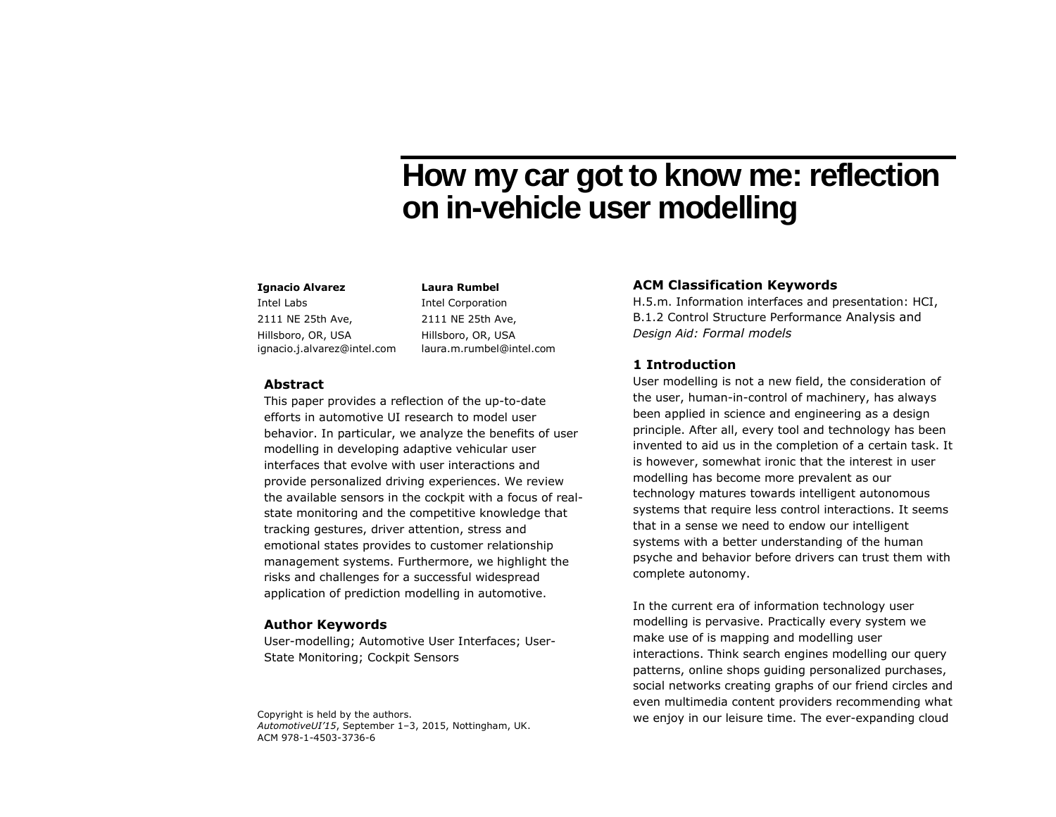# How my car got to know me: reflection on in-vehicle user modelling

**Ignacio Alvarez**
Intel Labs
2111 NE 25th Ave,
Hillsboro, OR, USA
ignacio.j.alvarez@intel.com

**Laura Rumbel**
Intel Corporation
2111 NE 25th Ave,
Hillsboro, OR, USA
laura.m.rumbel@intel.com

## Abstract

This paper provides a reflection of the up-to-date efforts in automotive UI research to model user behavior. In particular, we analyze the benefits of user modelling in developing adaptive vehicular user interfaces that evolve with user interactions and provide personalized driving experiences. We review the available sensors in the cockpit with a focus of real-state monitoring and the competitive knowledge that tracking gestures, driver attention, stress and emotional states provides to customer relationship management systems. Furthermore, we highlight the risks and challenges for a successful widespread application of prediction modelling in automotive.

## Author Keywords

User-modelling; Automotive User Interfaces; User-State Monitoring; Cockpit Sensors

Copyright is held by the authors.
*AutomotiveUI'15*, September 1–3, 2015, Nottingham, UK.
ACM 978-1-4503-3736-6

## ACM Classification Keywords

H.5.m. Information interfaces and presentation: HCI, B.1.2 Control Structure Performance Analysis and *Design Aid: Formal models*

## 1 Introduction

User modelling is not a new field, the consideration of the user, human-in-control of machinery, has always been applied in science and engineering as a design principle. After all, every tool and technology has been invented to aid us in the completion of a certain task. It is however, somewhat ironic that the interest in user modelling has become more prevalent as our technology matures towards intelligent autonomous systems that require less control interactions. It seems that in a sense we need to endow our intelligent systems with a better understanding of the human psyche and behavior before drivers can trust them with complete autonomy.

In the current era of information technology user modelling is pervasive. Practically every system we make use of is mapping and modelling user interactions. Think search engines modelling our query patterns, online shops guiding personalized purchases, social networks creating graphs of our friend circles and even multimedia content providers recommending what we enjoy in our leisure time. The ever-expanding cloud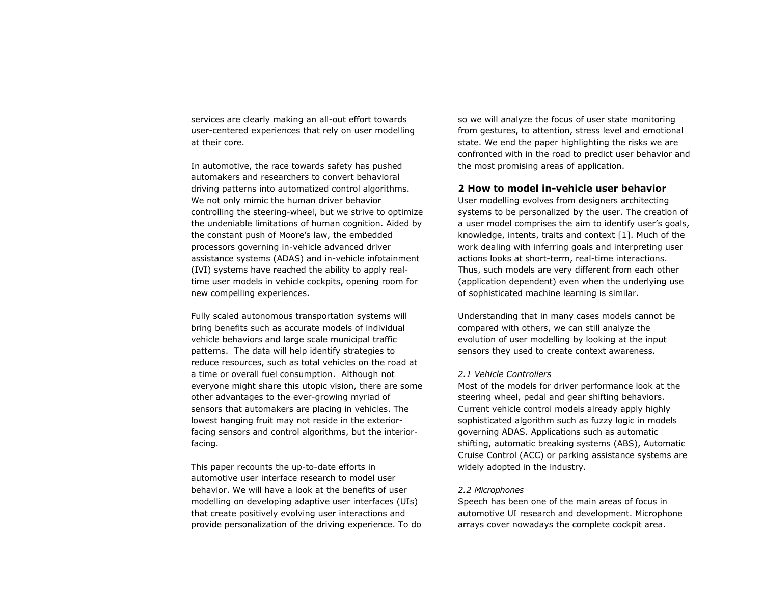services are clearly making an all-out effort towards user-centered experiences that rely on user modelling at their core.

In automotive, the race towards safety has pushed automakers and researchers to convert behavioral driving patterns into automatized control algorithms. We not only mimic the human driver behavior controlling the steering-wheel, but we strive to optimize the undeniable limitations of human cognition. Aided by the constant push of Moore's law, the embedded processors governing in-vehicle advanced driver assistance systems (ADAS) and in-vehicle infotainment (IVI) systems have reached the ability to apply real-time user models in vehicle cockpits, opening room for new compelling experiences.

Fully scaled autonomous transportation systems will bring benefits such as accurate models of individual vehicle behaviors and large scale municipal traffic patterns. The data will help identify strategies to reduce resources, such as total vehicles on the road at a time or overall fuel consumption. Although not everyone might share this utopic vision, there are some other advantages to the ever-growing myriad of sensors that automakers are placing in vehicles. The lowest hanging fruit may not reside in the exterior-facing sensors and control algorithms, but the interior-facing.

This paper recounts the up-to-date efforts in automotive user interface research to model user behavior. We will have a look at the benefits of user modelling on developing adaptive user interfaces (UIs) that create positively evolving user interactions and provide personalization of the driving experience. To do so we will analyze the focus of user state monitoring from gestures, to attention, stress level and emotional state. We end the paper highlighting the risks we are confronted with in the road to predict user behavior and the most promising areas of application.

## 2 How to model in-vehicle user behavior

User modelling evolves from designers architecting systems to be personalized by the user. The creation of a user model comprises the aim to identify user's goals, knowledge, intents, traits and context [1]. Much of the work dealing with inferring goals and interpreting user actions looks at short-term, real-time interactions. Thus, such models are very different from each other (application dependent) even when the underlying use of sophisticated machine learning is similar.

Understanding that in many cases models cannot be compared with others, we can still analyze the evolution of user modelling by looking at the input sensors they used to create context awareness.

### *2.1 Vehicle Controllers*

Most of the models for driver performance look at the steering wheel, pedal and gear shifting behaviors. Current vehicle control models already apply highly sophisticated algorithm such as fuzzy logic in models governing ADAS. Applications such as automatic shifting, automatic breaking systems (ABS), Automatic Cruise Control (ACC) or parking assistance systems are widely adopted in the industry.

### *2.2 Microphones*

Speech has been one of the main areas of focus in automotive UI research and development. Microphone arrays cover nowadays the complete cockpit area.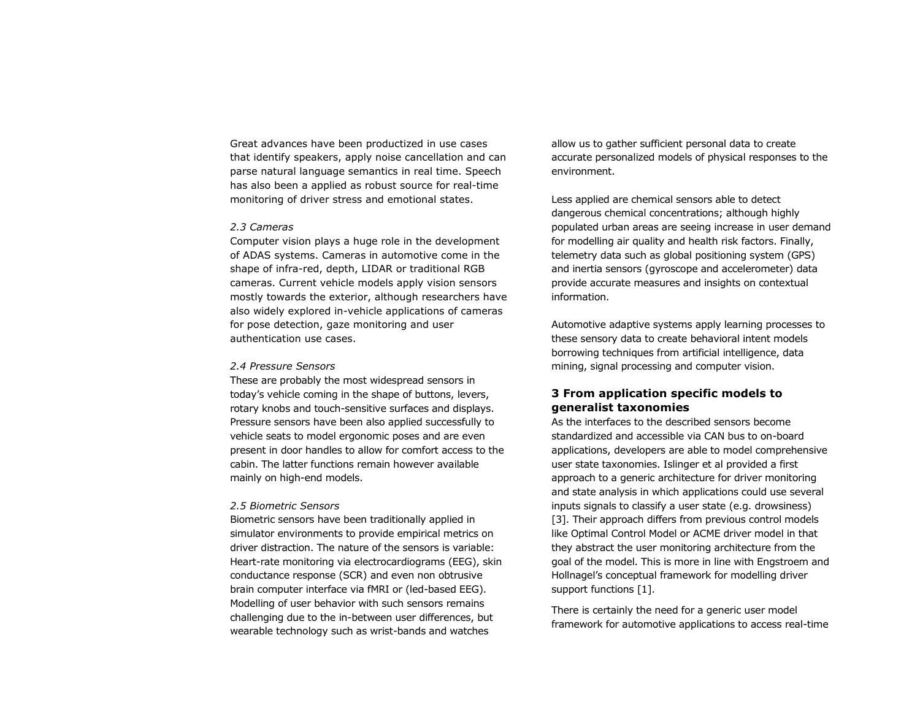Great advances have been productized in use cases that identify speakers, apply noise cancellation and can parse natural language semantics in real time. Speech has also been a applied as robust source for real-time monitoring of driver stress and emotional states.

*2.3 Cameras*

Computer vision plays a huge role in the development of ADAS systems. Cameras in automotive come in the shape of infra-red, depth, LIDAR or traditional RGB cameras. Current vehicle models apply vision sensors mostly towards the exterior, although researchers have also widely explored in-vehicle applications of cameras for pose detection, gaze monitoring and user authentication use cases.

*2.4 Pressure Sensors*

These are probably the most widespread sensors in today's vehicle coming in the shape of buttons, levers, rotary knobs and touch-sensitive surfaces and displays. Pressure sensors have been also applied successfully to vehicle seats to model ergonomic poses and are even present in door handles to allow for comfort access to the cabin. The latter functions remain however available mainly on high-end models.

*2.5 Biometric Sensors*

Biometric sensors have been traditionally applied in simulator environments to provide empirical metrics on driver distraction. The nature of the sensors is variable: Heart-rate monitoring via electrocardiograms (EEG), skin conductance response (SCR) and even non obtrusive brain computer interface via fMRI or (led-based EEG). Modelling of user behavior with such sensors remains challenging due to the in-between user differences, but wearable technology such as wrist-bands and watches allow us to gather sufficient personal data to create accurate personalized models of physical responses to the environment.

Less applied are chemical sensors able to detect dangerous chemical concentrations; although highly populated urban areas are seeing increase in user demand for modelling air quality and health risk factors. Finally, telemetry data such as global positioning system (GPS) and inertia sensors (gyroscope and accelerometer) data provide accurate measures and insights on contextual information.

Automotive adaptive systems apply learning processes to these sensory data to create behavioral intent models borrowing techniques from artificial intelligence, data mining, signal processing and computer vision.

## 3 From application specific models to generalist taxonomies

As the interfaces to the described sensors become standardized and accessible via CAN bus to on-board applications, developers are able to model comprehensive user state taxonomies. Islinger et al provided a first approach to a generic architecture for driver monitoring and state analysis in which applications could use several inputs signals to classify a user state (e.g. drowsiness) [3]. Their approach differs from previous control models like Optimal Control Model or ACME driver model in that they abstract the user monitoring architecture from the goal of the model. This is more in line with Engstroem and Hollnagel's conceptual framework for modelling driver support functions [1].

There is certainly the need for a generic user model framework for automotive applications to access real-time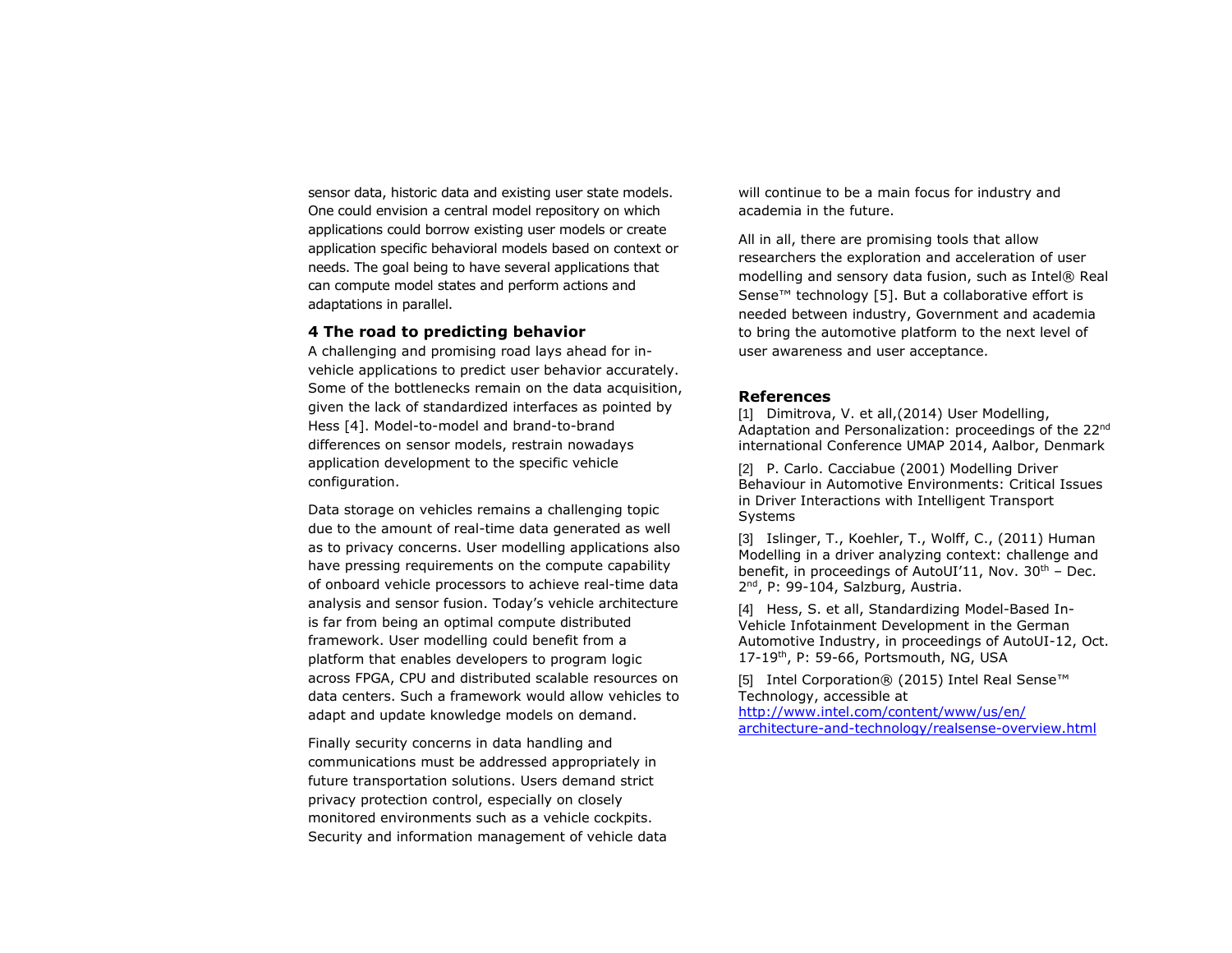sensor data, historic data and existing user state models. One could envision a central model repository on which applications could borrow existing user models or create application specific behavioral models based on context or needs. The goal being to have several applications that can compute model states and perform actions and adaptations in parallel.

## 4 The road to predicting behavior

A challenging and promising road lays ahead for in-vehicle applications to predict user behavior accurately. Some of the bottlenecks remain on the data acquisition, given the lack of standardized interfaces as pointed by Hess [4]. Model-to-model and brand-to-brand differences on sensor models, restrain nowadays application development to the specific vehicle configuration.

Data storage on vehicles remains a challenging topic due to the amount of real-time data generated as well as to privacy concerns. User modelling applications also have pressing requirements on the compute capability of onboard vehicle processors to achieve real-time data analysis and sensor fusion. Today's vehicle architecture is far from being an optimal compute distributed framework. User modelling could benefit from a platform that enables developers to program logic across FPGA, CPU and distributed scalable resources on data centers. Such a framework would allow vehicles to adapt and update knowledge models on demand.

Finally security concerns in data handling and communications must be addressed appropriately in future transportation solutions. Users demand strict privacy protection control, especially on closely monitored environments such as a vehicle cockpits. Security and information management of vehicle data will continue to be a main focus for industry and academia in the future.

All in all, there are promising tools that allow researchers the exploration and acceleration of user modelling and sensory data fusion, such as Intel® Real Sense™ technology [5]. But a collaborative effort is needed between industry, Government and academia to bring the automotive platform to the next level of user awareness and user acceptance.

## References

[1] Dimitrova, V. et all,(2014) User Modelling, Adaptation and Personalization: proceedings of the 22nd international Conference UMAP 2014, Aalbor, Denmark

[2] P. Carlo. Cacciabue (2001) Modelling Driver Behaviour in Automotive Environments: Critical Issues in Driver Interactions with Intelligent Transport Systems

[3] Islinger, T., Koehler, T., Wolff, C., (2011) Human Modelling in a driver analyzing context: challenge and benefit, in proceedings of AutoUI'11, Nov. 30th – Dec. 2nd, P: 99-104, Salzburg, Austria.

[4] Hess, S. et all, Standardizing Model-Based In-Vehicle Infotainment Development in the German Automotive Industry, in proceedings of AutoUI-12, Oct. 17-19th, P: 59-66, Portsmouth, NG, USA

[5] Intel Corporation® (2015) Intel Real Sense™ Technology, accessible at http://www.intel.com/content/www/us/en/architecture-and-technology/realsense-overview.html